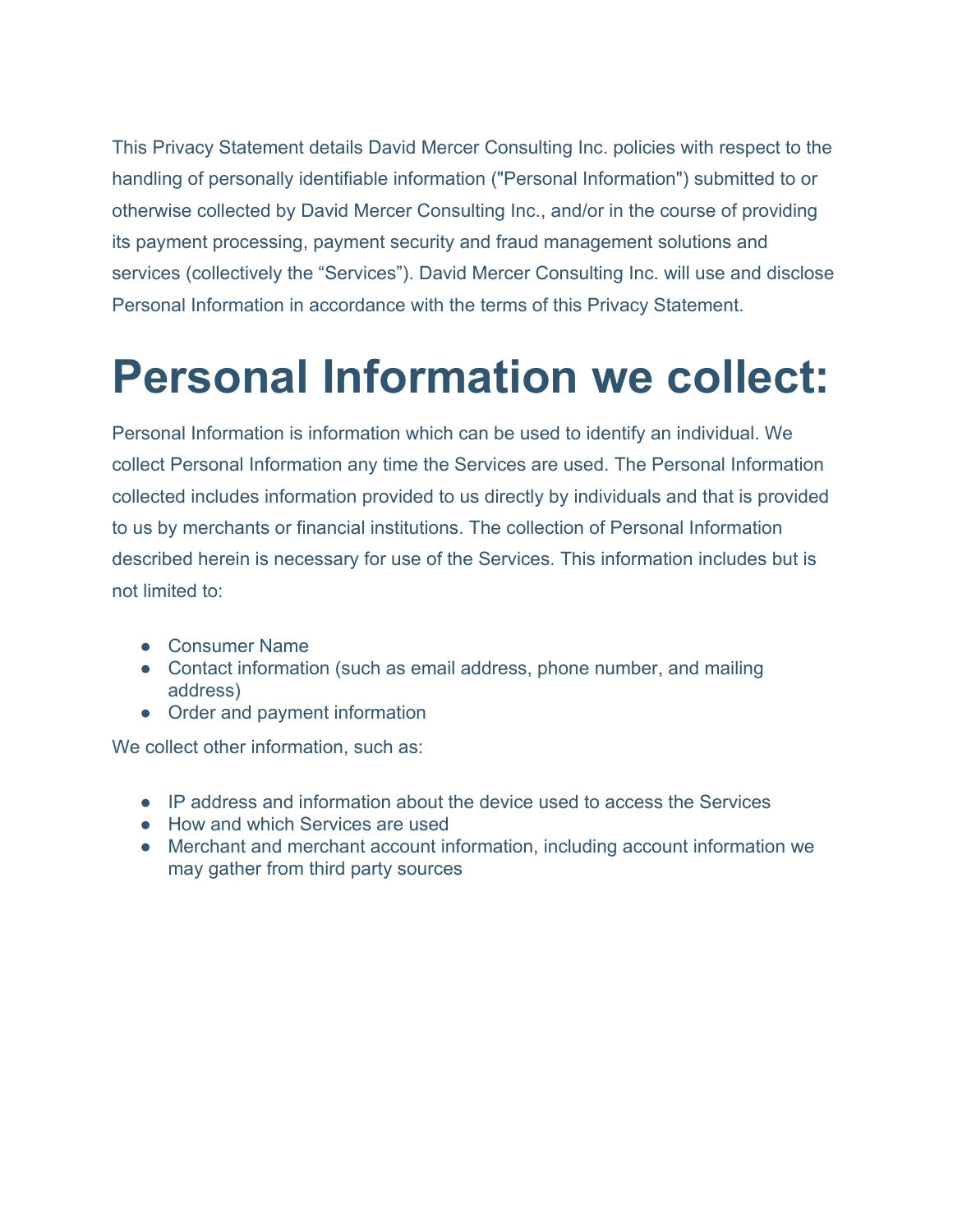This Privacy Statement details David Mercer Consulting Inc. policies with respect to the handling of personally identifiable information ("Personal Information") submitted to or otherwise collected by David Mercer Consulting Inc., and/or in the course of providing its payment processing, payment security and fraud management solutions and services (collectively the “Services”). David Mercer Consulting Inc. will use and disclose Personal Information in accordance with the terms of this Privacy Statement.

# Personal Information we collect:

Personal Information is information which can be used to identify an individual. We collect Personal Information any time the Services are used. The Personal Information collected includes information provided to us directly by individuals and that is provided to us by merchants or financial institutions. The collection of Personal Information described herein is necessary for use of the Services. This information includes but is not limited to:

- Consumer Name
- Contact information (such as email address, phone number, and mailing address)
- Order and payment information

We collect other information, such as:

- IP address and information about the device used to access the Services
- How and which Services are used
- Merchant and merchant account information, including account information we may gather from third party sources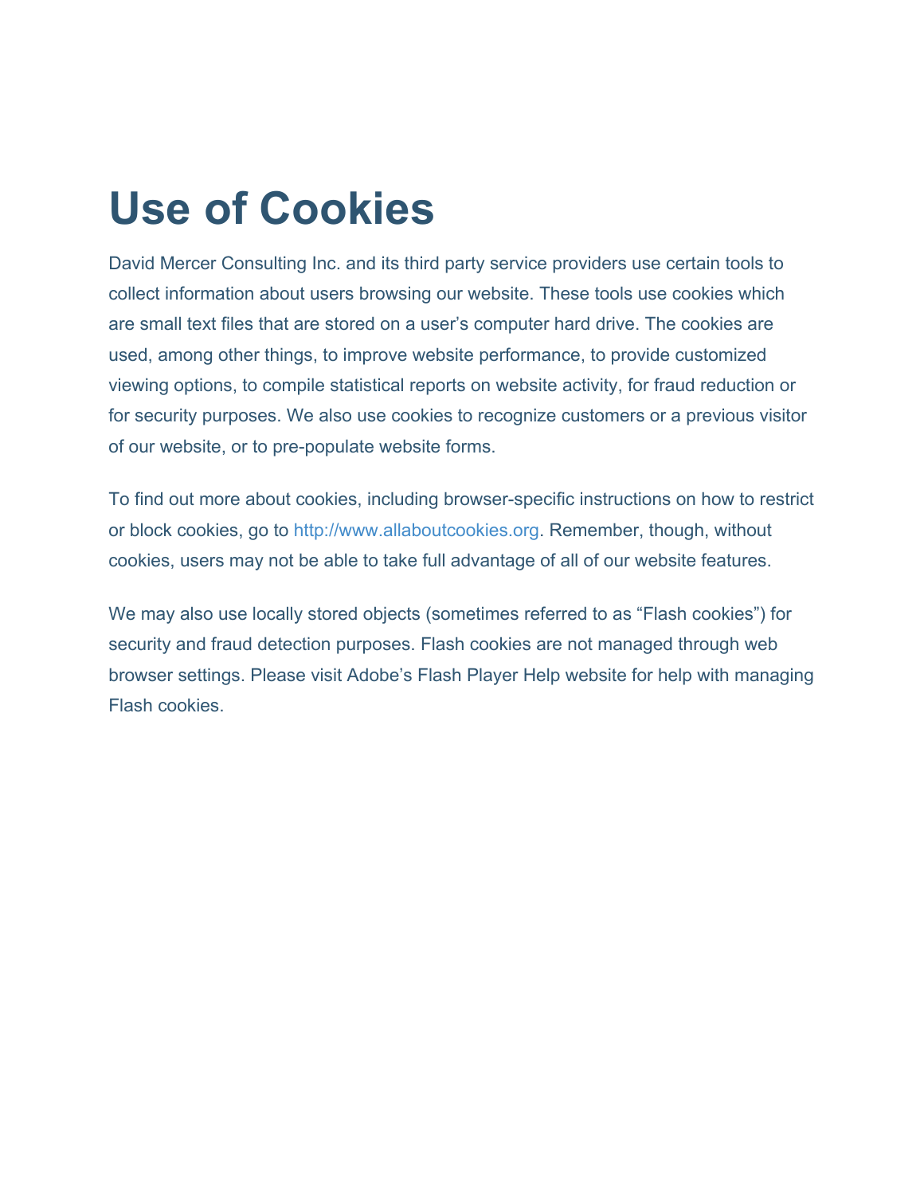# Use of Cookies

David Mercer Consulting Inc. and its third party service providers use certain tools to collect information about users browsing our website. These tools use cookies which are small text files that are stored on a user's computer hard drive. The cookies are used, among other things, to improve website performance, to provide customized viewing options, to compile statistical reports on website activity, for fraud reduction or for security purposes. We also use cookies to recognize customers or a previous visitor of our website, or to pre-populate website forms.

To find out more about cookies, including browser-specific instructions on how to restrict or block cookies, go to http://www.allaboutcookies.org. Remember, though, without cookies, users may not be able to take full advantage of all of our website features.

We may also use locally stored objects (sometimes referred to as "Flash cookies") for security and fraud detection purposes. Flash cookies are not managed through web browser settings. Please visit Adobe's Flash Player Help website for help with managing Flash cookies.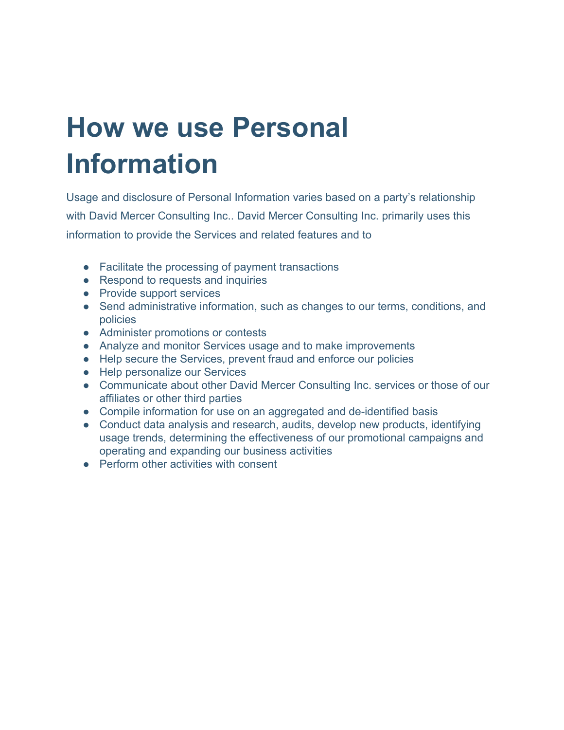# How we use Personal Information

Usage and disclosure of Personal Information varies based on a party's relationship with David Mercer Consulting Inc.. David Mercer Consulting Inc. primarily uses this information to provide the Services and related features and to

- Facilitate the processing of payment transactions
- Respond to requests and inquiries
- Provide support services
- Send administrative information, such as changes to our terms, conditions, and policies
- Administer promotions or contests
- Analyze and monitor Services usage and to make improvements
- Help secure the Services, prevent fraud and enforce our policies
- Help personalize our Services
- Communicate about other David Mercer Consulting Inc. services or those of our affiliates or other third parties
- Compile information for use on an aggregated and de-identified basis
- Conduct data analysis and research, audits, develop new products, identifying usage trends, determining the effectiveness of our promotional campaigns and operating and expanding our business activities
- Perform other activities with consent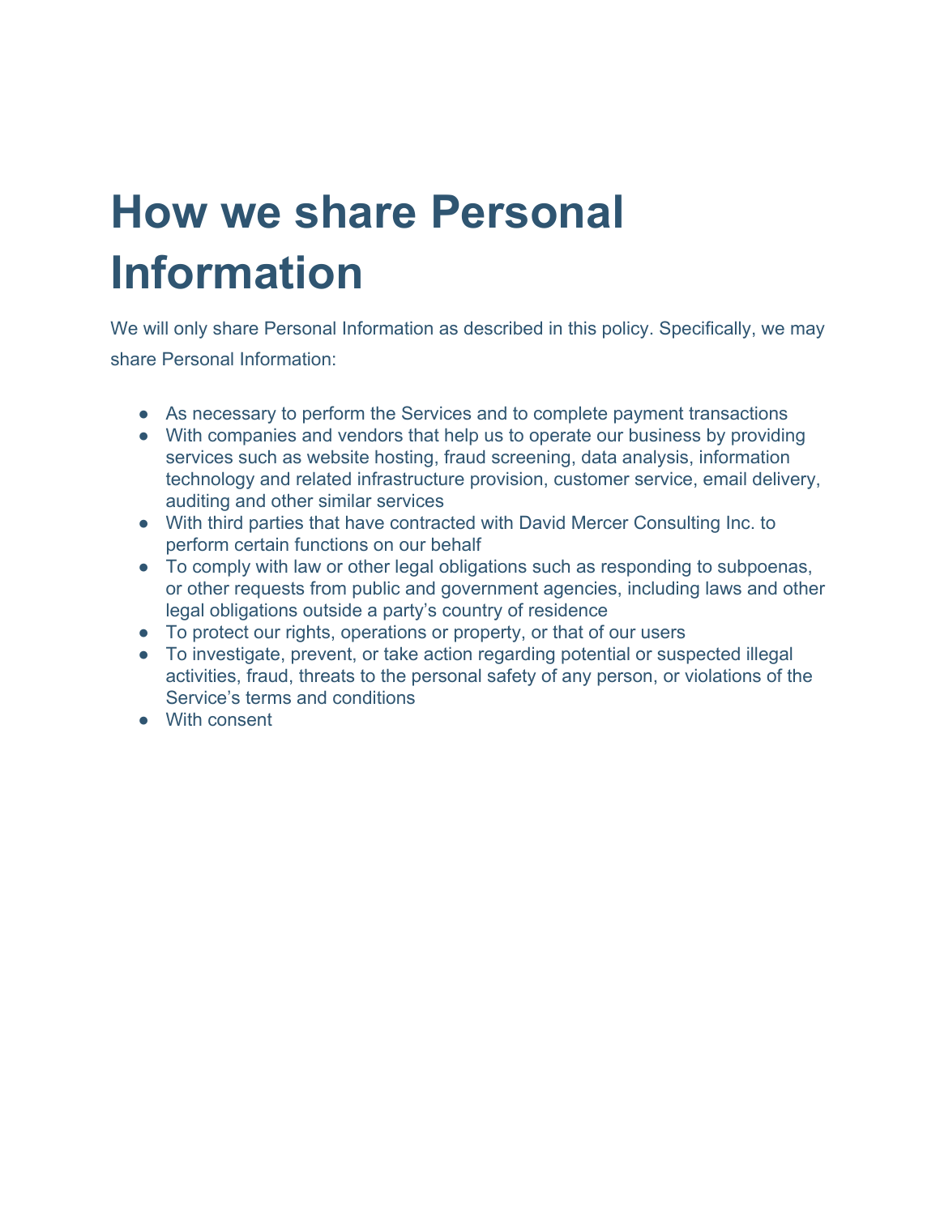# How we share Personal Information

We will only share Personal Information as described in this policy. Specifically, we may share Personal Information:

- As necessary to perform the Services and to complete payment transactions
- With companies and vendors that help us to operate our business by providing services such as website hosting, fraud screening, data analysis, information technology and related infrastructure provision, customer service, email delivery, auditing and other similar services
- With third parties that have contracted with David Mercer Consulting Inc. to perform certain functions on our behalf
- To comply with law or other legal obligations such as responding to subpoenas, or other requests from public and government agencies, including laws and other legal obligations outside a party's country of residence
- To protect our rights, operations or property, or that of our users
- To investigate, prevent, or take action regarding potential or suspected illegal activities, fraud, threats to the personal safety of any person, or violations of the Service's terms and conditions
- With consent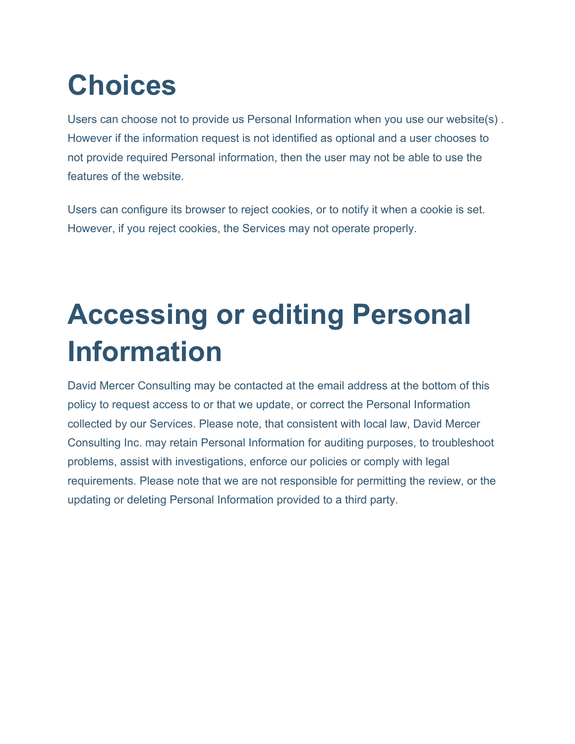# Choices

Users can choose not to provide us Personal Information when you use our website(s) . However if the information request is not identified as optional and a user chooses to not provide required Personal information, then the user may not be able to use the features of the website.

Users can configure its browser to reject cookies, or to notify it when a cookie is set. However, if you reject cookies, the Services may not operate properly.

# Accessing or editing Personal Information

David Mercer Consulting may be contacted at the email address at the bottom of this policy to request access to or that we update, or correct the Personal Information collected by our Services. Please note, that consistent with local law, David Mercer Consulting Inc. may retain Personal Information for auditing purposes, to troubleshoot problems, assist with investigations, enforce our policies or comply with legal requirements. Please note that we are not responsible for permitting the review, or the updating or deleting Personal Information provided to a third party.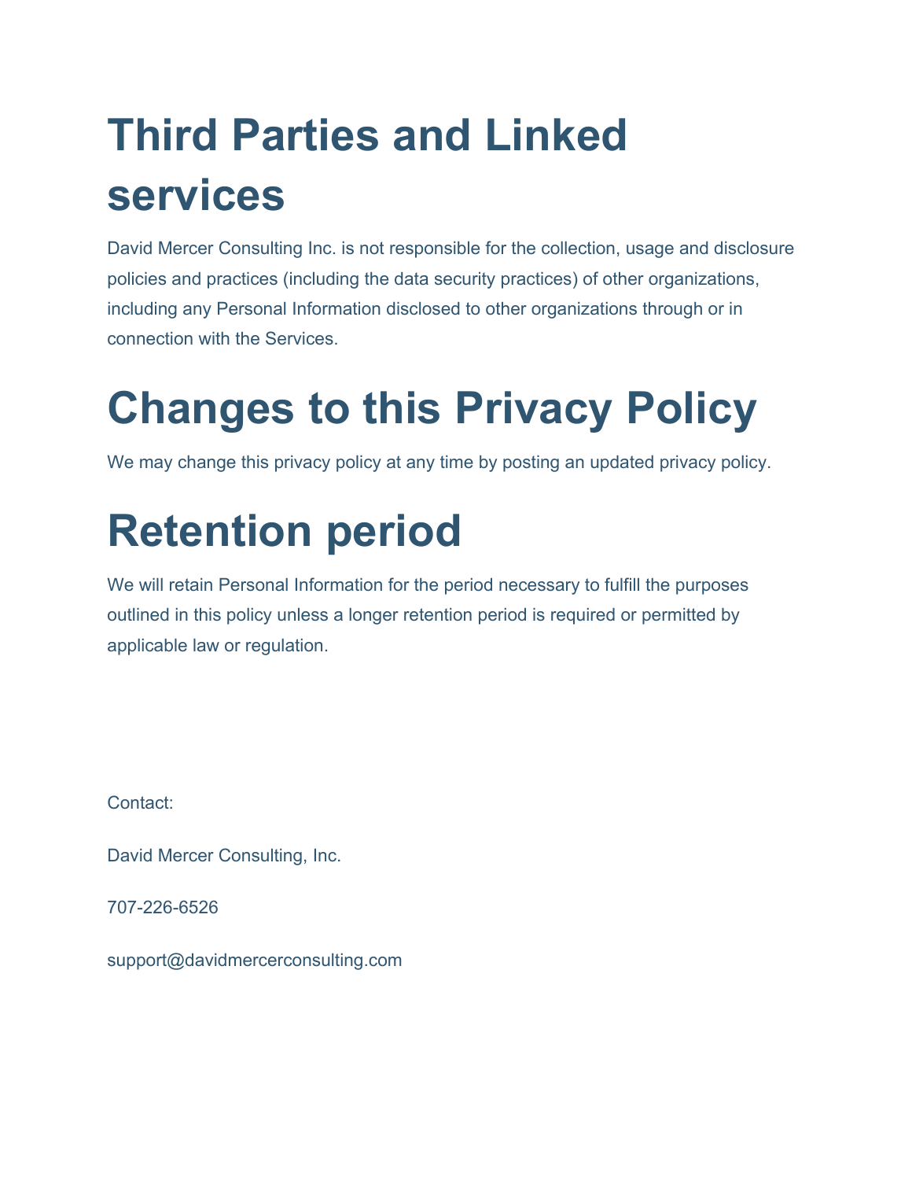# Third Parties and Linked services

David Mercer Consulting Inc. is not responsible for the collection, usage and disclosure policies and practices (including the data security practices) of other organizations, including any Personal Information disclosed to other organizations through or in connection with the Services.

# Changes to this Privacy Policy

We may change this privacy policy at any time by posting an updated privacy policy.

# Retention period

We will retain Personal Information for the period necessary to fulfill the purposes outlined in this policy unless a longer retention period is required or permitted by applicable law or regulation.

Contact:

David Mercer Consulting, Inc.

707-226-6526

support@davidmercerconsulting.com